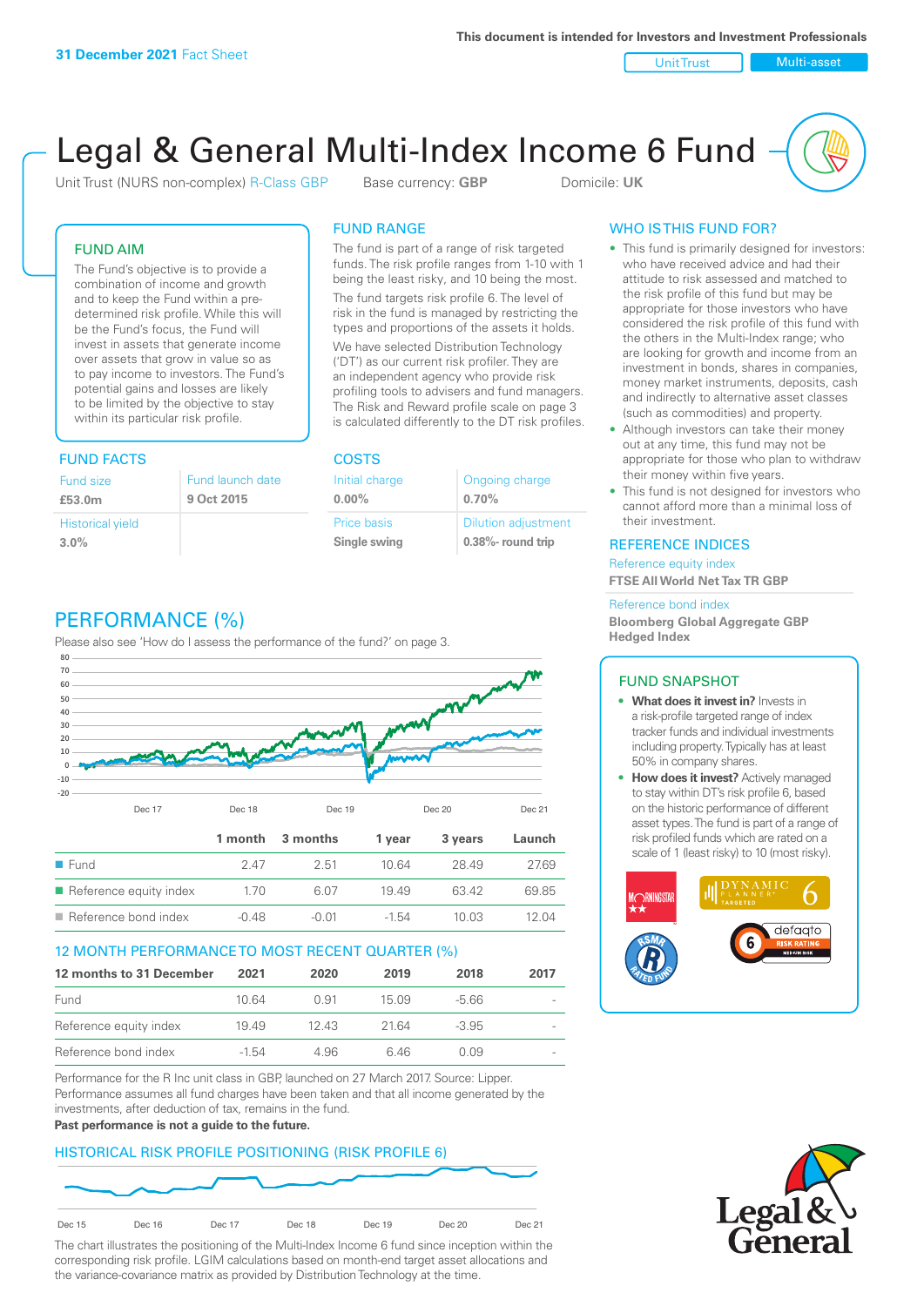This document is intended for Investors and Investment Professionals

**31 December 2021** Fact Sheet

Unit Trust | Multi-asset

# Legal & General Multi-Index Income 6 Fund

Unit Trust (NURS non-complex) R-Class GBP    Base currency: **GBP**    Domicile: **UK**

## FUND AIM

The Fund's objective is to provide a combination of income and growth and to keep the Fund within a pre-determined risk profile. While this will be the Fund's focus, the Fund will invest in assets that generate income over assets that grow in value so as to pay income to investors. The Fund's potential gains and losses are likely to be limited by the objective to stay within its particular risk profile.

## FUND FACTS

| Fund size | Fund launch date |
|---|---|
| **£53.0m** | **9 Oct 2015** |
| Historical yield | |
| **3.0%** | |

## FUND RANGE

The fund is part of a range of risk targeted funds. The risk profile ranges from 1-10 with 1 being the least risky, and 10 being the most.

The fund targets risk profile 6. The level of risk in the fund is managed by restricting the types and proportions of the assets it holds.

We have selected Distribution Technology ('DT') as our current risk profiler. They are an independent agency who provide risk profiling tools to advisers and fund managers. The Risk and Reward profile scale on page 3 is calculated differently to the DT risk profiles.

## COSTS

| Initial charge | Ongoing charge |
|---|---|
| **0.00%** | **0.70%** |
| Price basis | Dilution adjustment |
| **Single swing** | **0.38%- round trip** |

## WHO IS THIS FUND FOR?

- This fund is primarily designed for investors: who have received advice and had their attitude to risk assessed and matched to the risk profile of this fund but may be appropriate for those investors who have considered the risk profile of this fund with the others in the Multi-Index range; who are looking for growth and income from an investment in bonds, shares in companies, money market instruments, deposits, cash and indirectly to alternative asset classes (such as commodities) and property.
- Although investors can take their money out at any time, this fund may not be appropriate for those who plan to withdraw their money within five years.
- This fund is not designed for investors who cannot afford more than a minimal loss of their investment.

## REFERENCE INDICES

Reference equity index
**FTSE All World Net Tax TR GBP**

Reference bond index
**Bloomberg Global Aggregate GBP Hedged Index**

## FUND SNAPSHOT

- **What does it invest in?** Invests in a risk-profile targeted range of index tracker funds and individual investments including property. Typically has at least 50% in company shares.
- **How does it invest?** Actively managed to stay within DT's risk profile 6, based on the historic performance of different asset types. The fund is part of a range of risk profiled funds which are rated on a scale of 1 (least risky) to 10 (most risky).

## PERFORMANCE (%)

Please also see 'How do I assess the performance of the fund?' on page 3.

| | 1 month | 3 months | 1 year | 3 years | Launch |
|---|---|---|---|---|---|
| Fund | 2.47 | 2.51 | 10.64 | 28.49 | 27.69 |
| Reference equity index | 1.70 | 6.07 | 19.49 | 63.42 | 69.85 |
| Reference bond index | -0.48 | -0.01 | -1.54 | 10.03 | 12.04 |

## 12 MONTH PERFORMANCE TO MOST RECENT QUARTER (%)

| 12 months to 31 December | 2021 | 2020 | 2019 | 2018 | 2017 |
|---|---|---|---|---|---|
| Fund | 10.64 | 0.91 | 15.09 | -5.66 | - |
| Reference equity index | 19.49 | 12.43 | 21.64 | -3.95 | - |
| Reference bond index | -1.54 | 4.96 | 6.46 | 0.09 | - |

Performance for the R Inc unit class in GBP, launched on 27 March 2017. Source: Lipper. Performance assumes all fund charges have been taken and that all income generated by the investments, after deduction of tax, remains in the fund.

**Past performance is not a guide to the future.**

## HISTORICAL RISK PROFILE POSITIONING (RISK PROFILE 6)

The chart illustrates the positioning of the Multi-Index Income 6 fund since inception within the corresponding risk profile. LGIM calculations based on month-end target asset allocations and the variance-covariance matrix as provided by Distribution Technology at the time.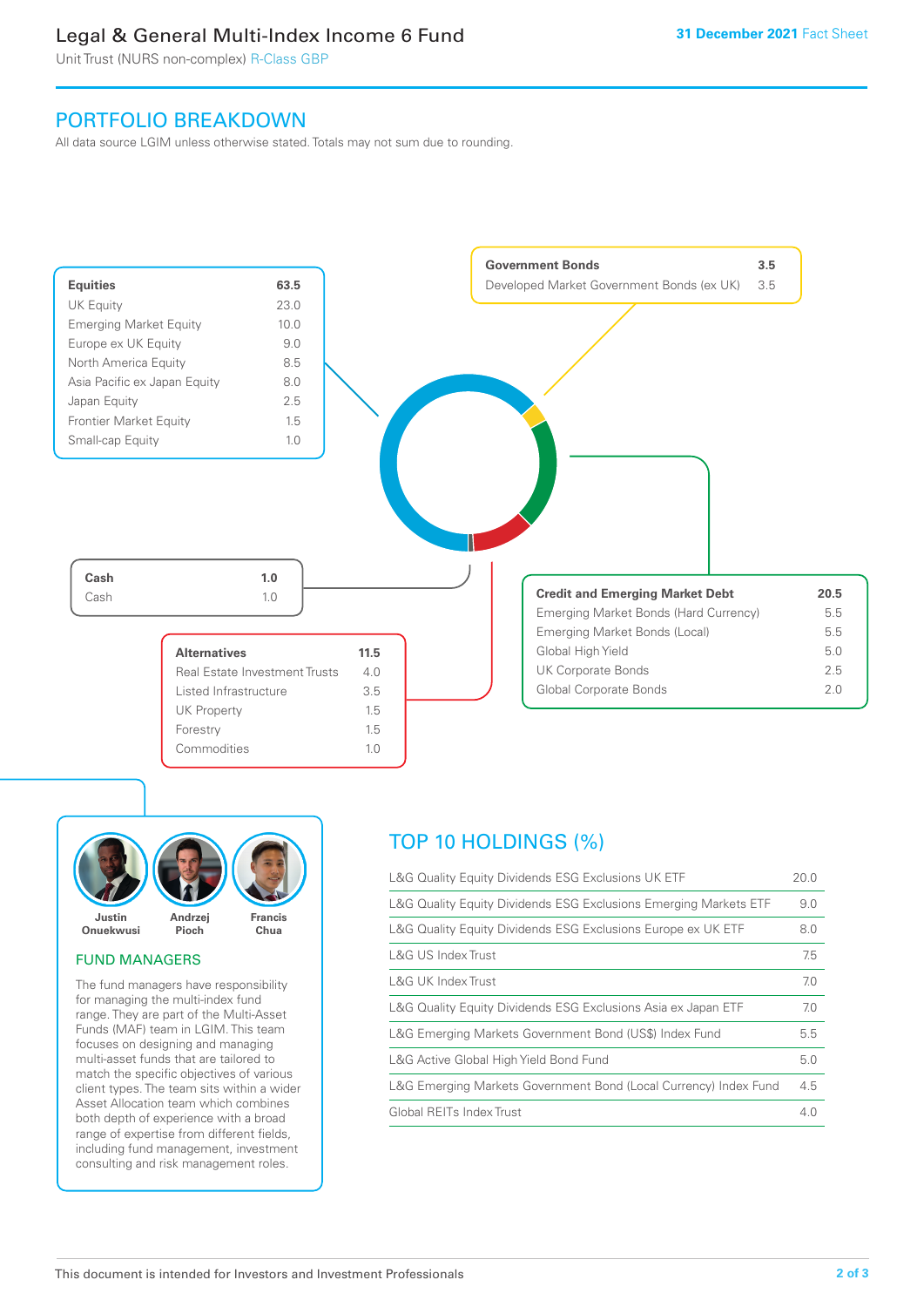# Legal & General Multi-Index Income 6 Fund

Unit Trust (NURS non-complex) R-Class GBP

**31 December 2021** Fact Sheet

## PORTFOLIO BREAKDOWN

All data source LGIM unless otherwise stated. Totals may not sum due to rounding.

| Equities | 63.5 |
|---|---|
| UK Equity | 23.0 |
| Emerging Market Equity | 10.0 |
| Europe ex UK Equity | 9.0 |
| North America Equity | 8.5 |
| Asia Pacific ex Japan Equity | 8.0 |
| Japan Equity | 2.5 |
| Frontier Market Equity | 1.5 |
| Small-cap Equity | 1.0 |

| Government Bonds | 3.5 |
|---|---|
| Developed Market Government Bonds (ex UK) | 3.5 |

| Credit and Emerging Market Debt | 20.5 |
|---|---|
| Emerging Market Bonds (Hard Currency) | 5.5 |
| Emerging Market Bonds (Local) | 5.5 |
| Global High Yield | 5.0 |
| UK Corporate Bonds | 2.5 |
| Global Corporate Bonds | 2.0 |

| Alternatives | 11.5 |
|---|---|
| Real Estate Investment Trusts | 4.0 |
| Listed Infrastructure | 3.5 |
| UK Property | 1.5 |
| Forestry | 1.5 |
| Commodities | 1.0 |

| Cash | 1.0 |
|---|---|
| Cash | 1.0 |

### FUND MANAGERS

Justin Onuekwusi, Andrzej Pioch, Francis Chua

The fund managers have responsibility for managing the multi-index fund range. They are part of the Multi-Asset Funds (MAF) team in LGIM. This team focuses on designing and managing multi-asset funds that are tailored to match the specific objectives of various client types. The team sits within a wider Asset Allocation team which combines both depth of experience with a broad range of expertise from different fields, including fund management, investment consulting and risk management roles.

## TOP 10 HOLDINGS (%)

| Holding | % |
|---|---|
| L&G Quality Equity Dividends ESG Exclusions UK ETF | 20.0 |
| L&G Quality Equity Dividends ESG Exclusions Emerging Markets ETF | 9.0 |
| L&G Quality Equity Dividends ESG Exclusions Europe ex UK ETF | 8.0 |
| L&G US Index Trust | 7.5 |
| L&G UK Index Trust | 7.0 |
| L&G Quality Equity Dividends ESG Exclusions Asia ex Japan ETF | 7.0 |
| L&G Emerging Markets Government Bond (US$) Index Fund | 5.5 |
| L&G Active Global High Yield Bond Fund | 5.0 |
| L&G Emerging Markets Government Bond (Local Currency) Index Fund | 4.5 |
| Global REITs Index Trust | 4.0 |

This document is intended for Investors and Investment Professionals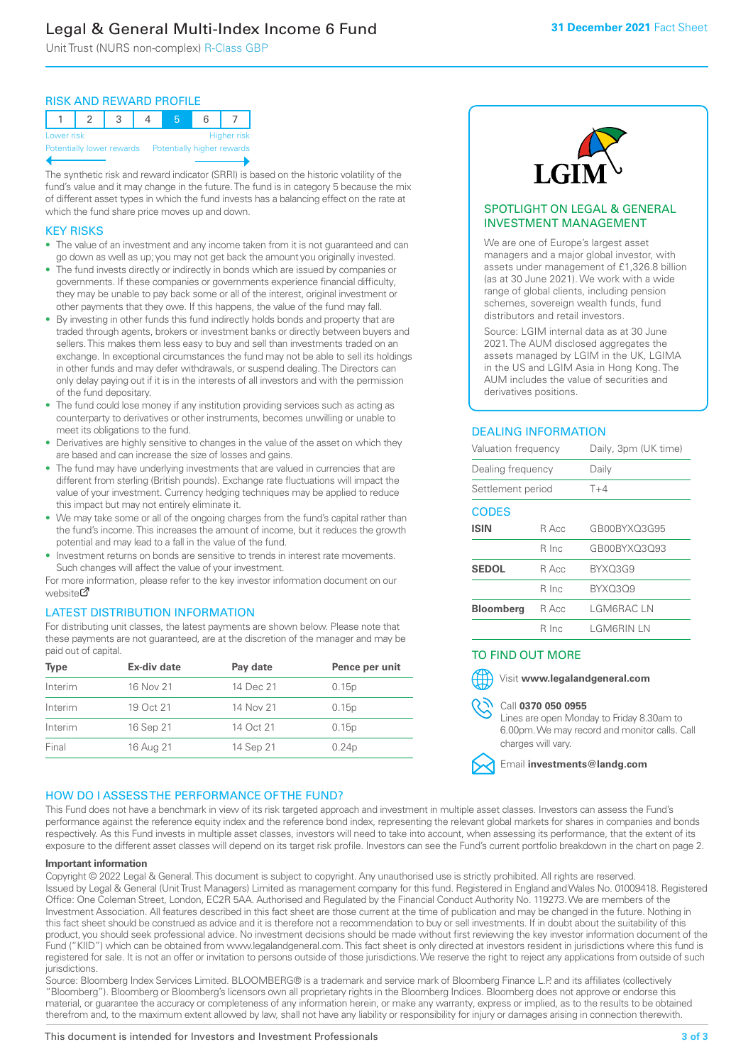# Legal & General Multi-Index Income 6 Fund

Unit Trust (NURS non-complex) R-Class GBP

**31 December 2021** Fact Sheet

## RISK AND REWARD PROFILE

| 1 | 2 | 3 | 4 | 5 | 6 | 7 |
|---|---|---|---|---|---|---|

Lower risk — Higher risk

Potentially lower rewards — Potentially higher rewards

The synthetic risk and reward indicator (SRRI) is based on the historic volatility of the fund's value and it may change in the future. The fund is in category 5 because the mix of different asset types in which the fund invests has a balancing effect on the rate at which the fund share price moves up and down.

## KEY RISKS

- The value of an investment and any income taken from it is not guaranteed and can go down as well as up; you may not get back the amount you originally invested.
- The fund invests directly or indirectly in bonds which are issued by companies or governments. If these companies or governments experience financial difficulty, they may be unable to pay back some or all of the interest, original investment or other payments that they owe. If this happens, the value of the fund may fall.
- By investing in other funds this fund indirectly holds bonds and property that are traded through agents, brokers or investment banks or directly between buyers and sellers. This makes them less easy to buy and sell than investments traded on an exchange. In exceptional circumstances the fund may not be able to sell its holdings in other funds and may defer withdrawals, or suspend dealing. The Directors can only delay paying out if it is in the interests of all investors and with the permission of the fund depositary.
- The fund could lose money if any institution providing services such as acting as counterparty to derivatives or other instruments, becomes unwilling or unable to meet its obligations to the fund.
- Derivatives are highly sensitive to changes in the value of the asset on which they are based and can increase the size of losses and gains.
- The fund may have underlying investments that are valued in currencies that are different from sterling (British pounds). Exchange rate fluctuations will impact the value of your investment. Currency hedging techniques may be applied to reduce this impact but may not entirely eliminate it.
- We may take some or all of the ongoing charges from the fund's capital rather than the fund's income. This increases the amount of income, but it reduces the growth potential and may lead to a fall in the value of the fund.
- Investment returns on bonds are sensitive to trends in interest rate movements. Such changes will affect the value of your investment.

For more information, please refer to the key investor information document on our website

## LATEST DISTRIBUTION INFORMATION

For distributing unit classes, the latest payments are shown below. Please note that these payments are not guaranteed, are at the discretion of the manager and may be paid out of capital.

| Type | Ex-div date | Pay date | Pence per unit |
|---|---|---|---|
| Interim | 16 Nov 21 | 14 Dec 21 | 0.15p |
| Interim | 19 Oct 21 | 14 Nov 21 | 0.15p |
| Interim | 16 Sep 21 | 14 Oct 21 | 0.15p |
| Final | 16 Aug 21 | 14 Sep 21 | 0.24p |

## SPOTLIGHT ON LEGAL & GENERAL INVESTMENT MANAGEMENT

We are one of Europe's largest asset managers and a major global investor, with assets under management of £1,326.8 billion (as at 30 June 2021). We work with a wide range of global clients, including pension schemes, sovereign wealth funds, fund distributors and retail investors.

Source: LGIM internal data as at 30 June 2021. The AUM disclosed aggregates the assets managed by LGIM in the UK, LGIMA in the US and LGIM Asia in Hong Kong. The AUM includes the value of securities and derivatives positions.

## DEALING INFORMATION

| | |
|---|---|
| Valuation frequency | Daily, 3pm (UK time) |
| Dealing frequency | Daily |
| Settlement period | T+4 |

## CODES

| | | |
|---|---|---|
| **ISIN** | R Acc | GB00BYXQ3G95 |
| | R Inc | GB00BYXQ3Q93 |
| **SEDOL** | R Acc | BYXQ3G9 |
| | R Inc | BYXQ3Q9 |
| **Bloomberg** | R Acc | LGM6RAC LN |
| | R Inc | LGM6RIN LN |

## TO FIND OUT MORE

Visit **www.legalandgeneral.com**

Call **0370 050 0955**
Lines are open Monday to Friday 8.30am to 6.00pm. We may record and monitor calls. Call charges will vary.

Email **investments@landg.com**

## HOW DO I ASSESS THE PERFORMANCE OF THE FUND?

This Fund does not have a benchmark in view of its risk targeted approach and investment in multiple asset classes. Investors can assess the Fund's performance against the reference equity index and the reference bond index, representing the relevant global markets for shares in companies and bonds respectively. As this Fund invests in multiple asset classes, investors will need to take into account, when assessing its performance, that the extent of its exposure to the different asset classes will depend on its target risk profile. Investors can see the Fund's current portfolio breakdown in the chart on page 2.

**Important information**

Copyright © 2022 Legal & General. This document is subject to copyright. Any unauthorised use is strictly prohibited. All rights are reserved.
Issued by Legal & General (Unit Trust Managers) Limited as management company for this fund. Registered in England and Wales No. 01009418. Registered Office: One Coleman Street, London, EC2R 5AA. Authorised and Regulated by the Financial Conduct Authority No. 119273. We are members of the Investment Association. All features described in this fact sheet are those current at the time of publication and may be changed in the future. Nothing in this fact sheet should be construed as advice and it is therefore not a recommendation to buy or sell investments. If in doubt about the suitability of this product, you should seek professional advice. No investment decisions should be made without first reviewing the key investor information document of the Fund ("KIID") which can be obtained from www.legalandgeneral.com. This fact sheet is only directed at investors resident in jurisdictions where this fund is registered for sale. It is not an offer or invitation to persons outside of those jurisdictions. We reserve the right to reject any applications from outside of such jurisdictions.
Source: Bloomberg Index Services Limited. BLOOMBERG® is a trademark and service mark of Bloomberg Finance L.P. and its affiliates (collectively "Bloomberg"). Bloomberg or Bloomberg's licensors own all proprietary rights in the Bloomberg Indices. Bloomberg does not approve or endorse this material, or guarantee the accuracy or completeness of any information herein, or make any warranty, express or implied, as to the results to be obtained therefrom and, to the maximum extent allowed by law, shall not have any liability or responsibility for injury or damages arising in connection therewith.

This document is intended for Investors and Investment Professionals